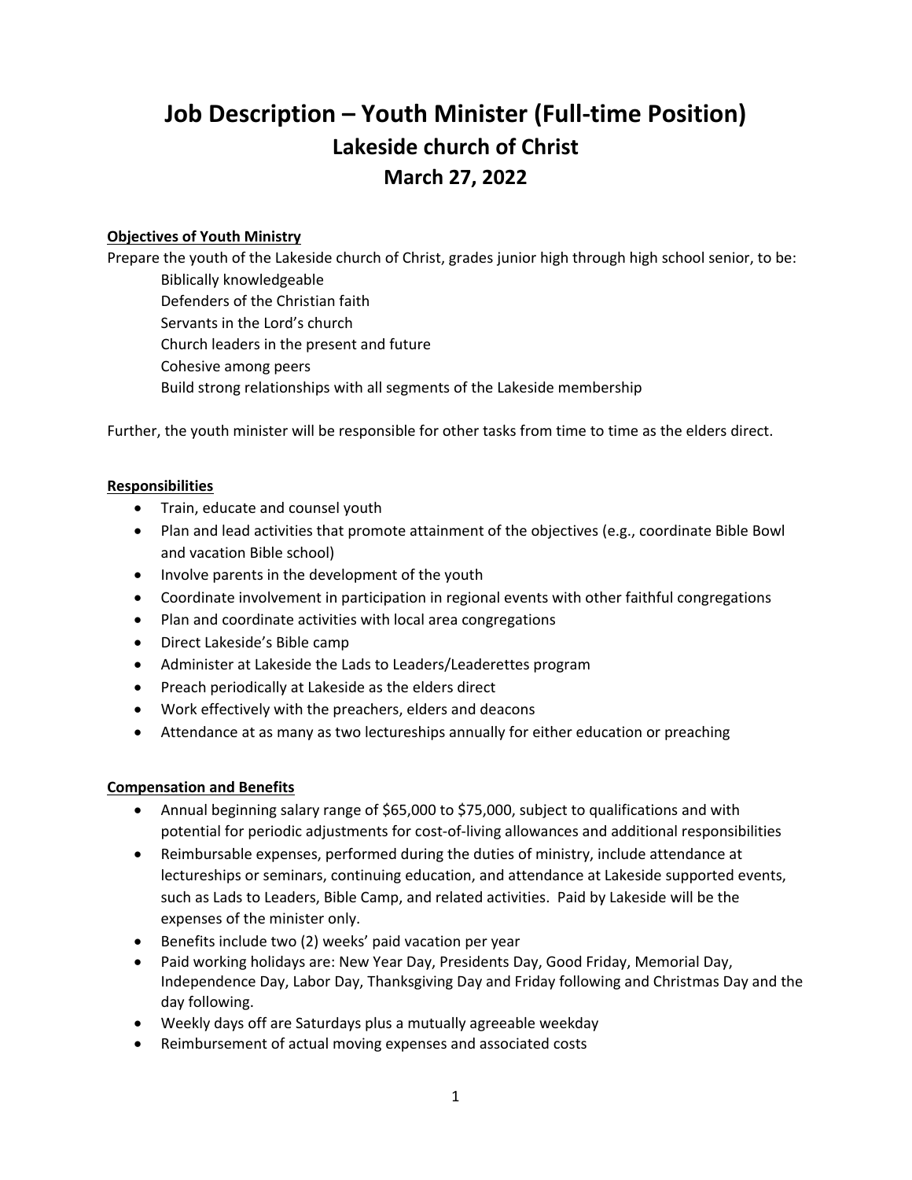# Job Description – Youth Minister (Full-time Position)

## Lakeside church of Christ

## March 27, 2022

**<u>Objectives of Youth Ministry</u>**

Prepare the youth of the Lakeside church of Christ, grades junior high through high school senior, to be:

Biblically knowledgeable
Defenders of the Christian faith
Servants in the Lord's church
Church leaders in the present and future
Cohesive among peers
Build strong relationships with all segments of the Lakeside membership

Further, the youth minister will be responsible for other tasks from time to time as the elders direct.

**<u>Responsibilities</u>**

- Train, educate and counsel youth
- Plan and lead activities that promote attainment of the objectives (e.g., coordinate Bible Bowl and vacation Bible school)
- Involve parents in the development of the youth
- Coordinate involvement in participation in regional events with other faithful congregations
- Plan and coordinate activities with local area congregations
- Direct Lakeside's Bible camp
- Administer at Lakeside the Lads to Leaders/Leaderettes program
- Preach periodically at Lakeside as the elders direct
- Work effectively with the preachers, elders and deacons
- Attendance at as many as two lectureships annually for either education or preaching

**<u>Compensation and Benefits</u>**

- Annual beginning salary range of $65,000 to $75,000, subject to qualifications and with potential for periodic adjustments for cost-of-living allowances and additional responsibilities
- Reimbursable expenses, performed during the duties of ministry, include attendance at lectureships or seminars, continuing education, and attendance at Lakeside supported events, such as Lads to Leaders, Bible Camp, and related activities. Paid by Lakeside will be the expenses of the minister only.
- Benefits include two (2) weeks' paid vacation per year
- Paid working holidays are: New Year Day, Presidents Day, Good Friday, Memorial Day, Independence Day, Labor Day, Thanksgiving Day and Friday following and Christmas Day and the day following.
- Weekly days off are Saturdays plus a mutually agreeable weekday
- Reimbursement of actual moving expenses and associated costs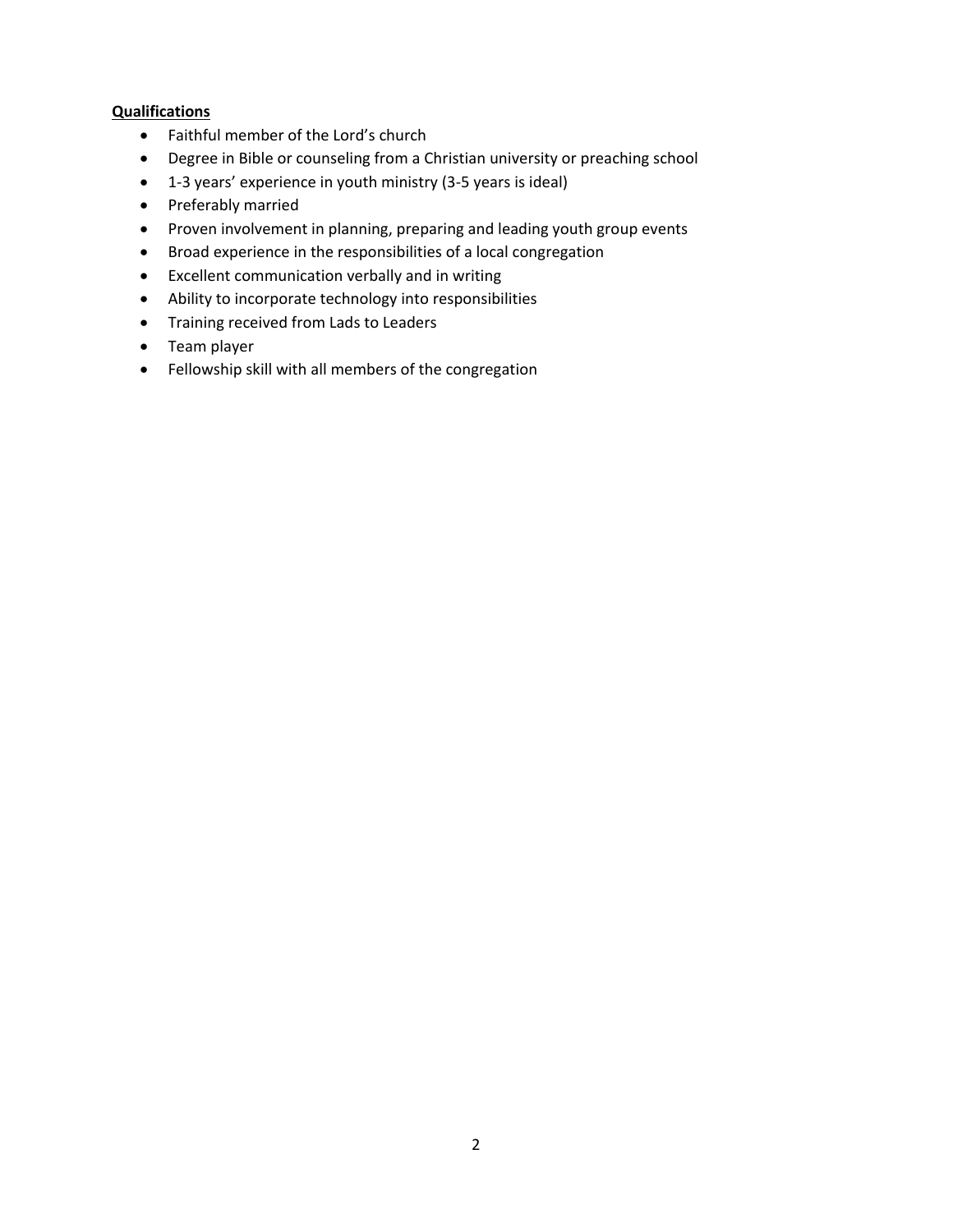**Qualifications**

- Faithful member of the Lord's church
- Degree in Bible or counseling from a Christian university or preaching school
- 1-3 years' experience in youth ministry (3-5 years is ideal)
- Preferably married
- Proven involvement in planning, preparing and leading youth group events
- Broad experience in the responsibilities of a local congregation
- Excellent communication verbally and in writing
- Ability to incorporate technology into responsibilities
- Training received from Lads to Leaders
- Team player
- Fellowship skill with all members of the congregation